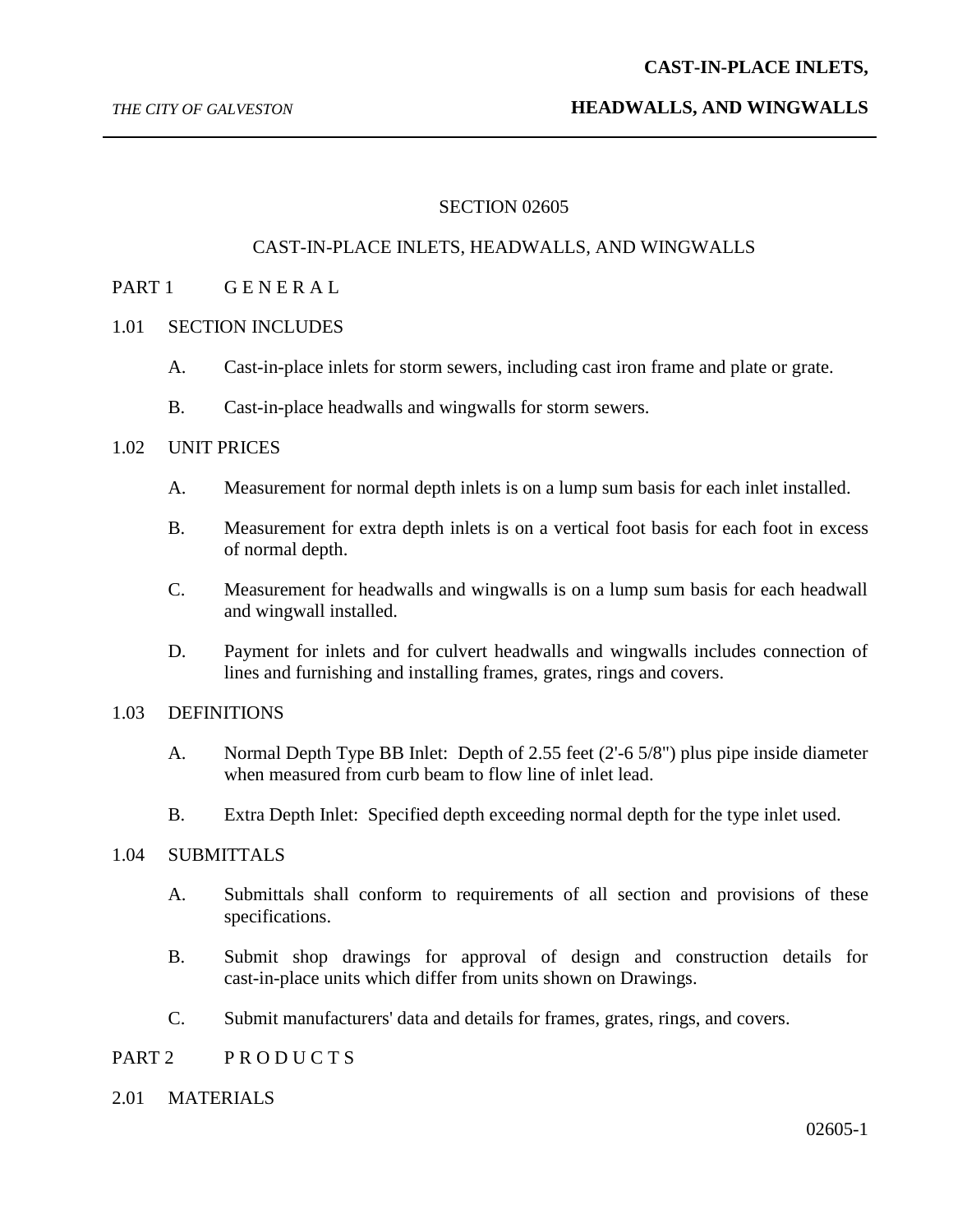# SECTION 02605

# CAST-IN-PLACE INLETS, HEADWALLS, AND WINGWALLS

## PART 1 G E N E R A L

### 1.01 SECTION INCLUDES

A. Cast-in-place inlets for storm sewers, including cast iron frame and plate or grate.

B. Cast-in-place headwalls and wingwalls for storm sewers.

### 1.02 UNIT PRICES

A. Measurement for normal depth inlets is on a lump sum basis for each inlet installed.

B. Measurement for extra depth inlets is on a vertical foot basis for each foot in excess of normal depth.

C. Measurement for headwalls and wingwalls is on a lump sum basis for each headwall and wingwall installed.

D. Payment for inlets and for culvert headwalls and wingwalls includes connection of lines and furnishing and installing frames, grates, rings and covers.

### 1.03 DEFINITIONS

A. Normal Depth Type BB Inlet: Depth of 2.55 feet (2'-6 5/8") plus pipe inside diameter when measured from curb beam to flow line of inlet lead.

B. Extra Depth Inlet: Specified depth exceeding normal depth for the type inlet used.

### 1.04 SUBMITTALS

A. Submittals shall conform to requirements of all section and provisions of these specifications.

B. Submit shop drawings for approval of design and construction details for cast-in-place units which differ from units shown on Drawings.

C. Submit manufacturers' data and details for frames, grates, rings, and covers.

## PART 2 P R O D U C T S

### 2.01 MATERIALS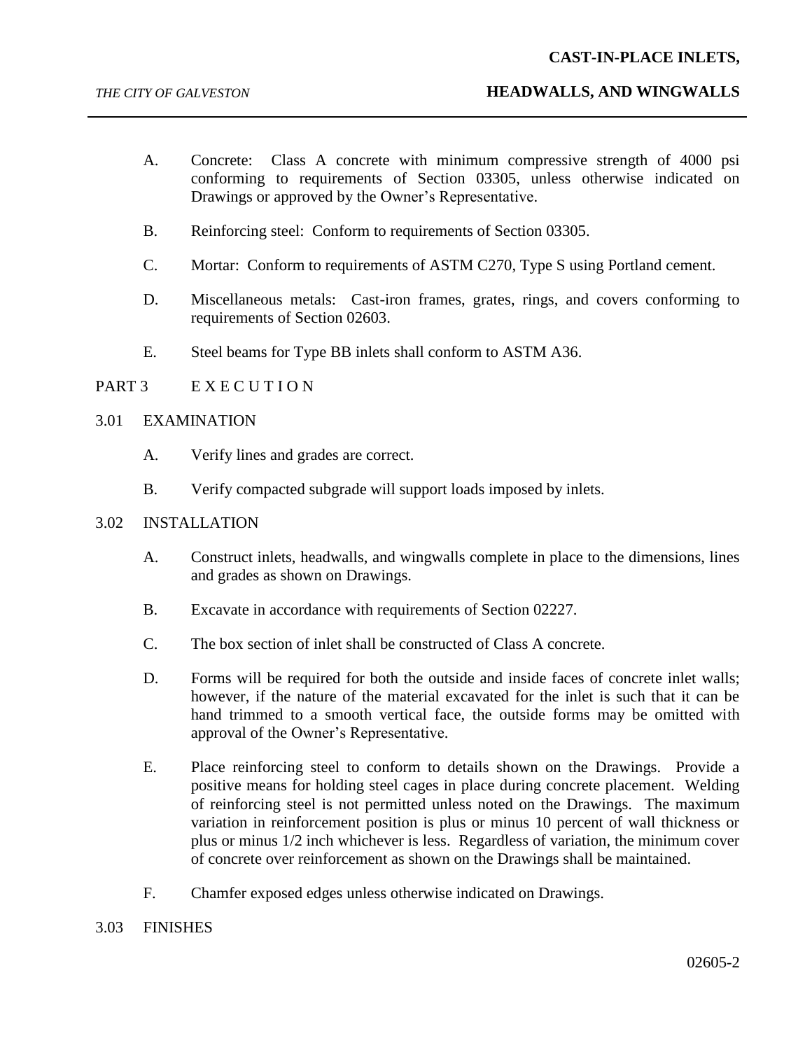A. Concrete: Class A concrete with minimum compressive strength of 4000 psi conforming to requirements of Section 03305, unless otherwise indicated on Drawings or approved by the Owner's Representative.

B. Reinforcing steel: Conform to requirements of Section 03305.

C. Mortar: Conform to requirements of ASTM C270, Type S using Portland cement.

D. Miscellaneous metals: Cast-iron frames, grates, rings, and covers conforming to requirements of Section 02603.

E. Steel beams for Type BB inlets shall conform to ASTM A36.

## PART 3 E X E C U T I O N

### 3.01 EXAMINATION

A. Verify lines and grades are correct.

B. Verify compacted subgrade will support loads imposed by inlets.

### 3.02 INSTALLATION

A. Construct inlets, headwalls, and wingwalls complete in place to the dimensions, lines and grades as shown on Drawings.

B. Excavate in accordance with requirements of Section 02227.

C. The box section of inlet shall be constructed of Class A concrete.

D. Forms will be required for both the outside and inside faces of concrete inlet walls; however, if the nature of the material excavated for the inlet is such that it can be hand trimmed to a smooth vertical face, the outside forms may be omitted with approval of the Owner's Representative.

E. Place reinforcing steel to conform to details shown on the Drawings. Provide a positive means for holding steel cages in place during concrete placement. Welding of reinforcing steel is not permitted unless noted on the Drawings. The maximum variation in reinforcement position is plus or minus 10 percent of wall thickness or plus or minus 1/2 inch whichever is less. Regardless of variation, the minimum cover of concrete over reinforcement as shown on the Drawings shall be maintained.

F. Chamfer exposed edges unless otherwise indicated on Drawings.

### 3.03 FINISHES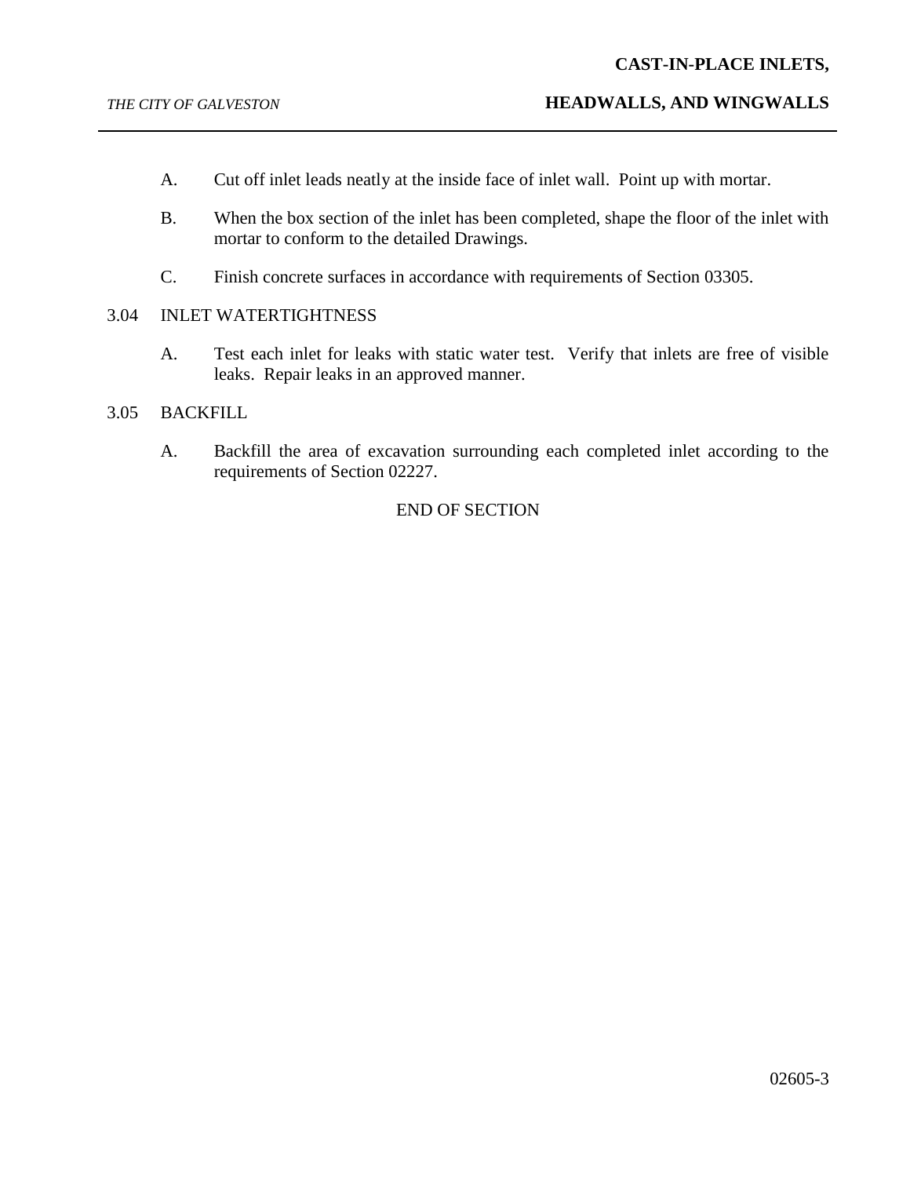A. Cut off inlet leads neatly at the inside face of inlet wall. Point up with mortar.

B. When the box section of the inlet has been completed, shape the floor of the inlet with mortar to conform to the detailed Drawings.

C. Finish concrete surfaces in accordance with requirements of Section 03305.

## 3.04 INLET WATERTIGHTNESS

A. Test each inlet for leaks with static water test. Verify that inlets are free of visible leaks. Repair leaks in an approved manner.

## 3.05 BACKFILL

A. Backfill the area of excavation surrounding each completed inlet according to the requirements of Section 02227.

END OF SECTION